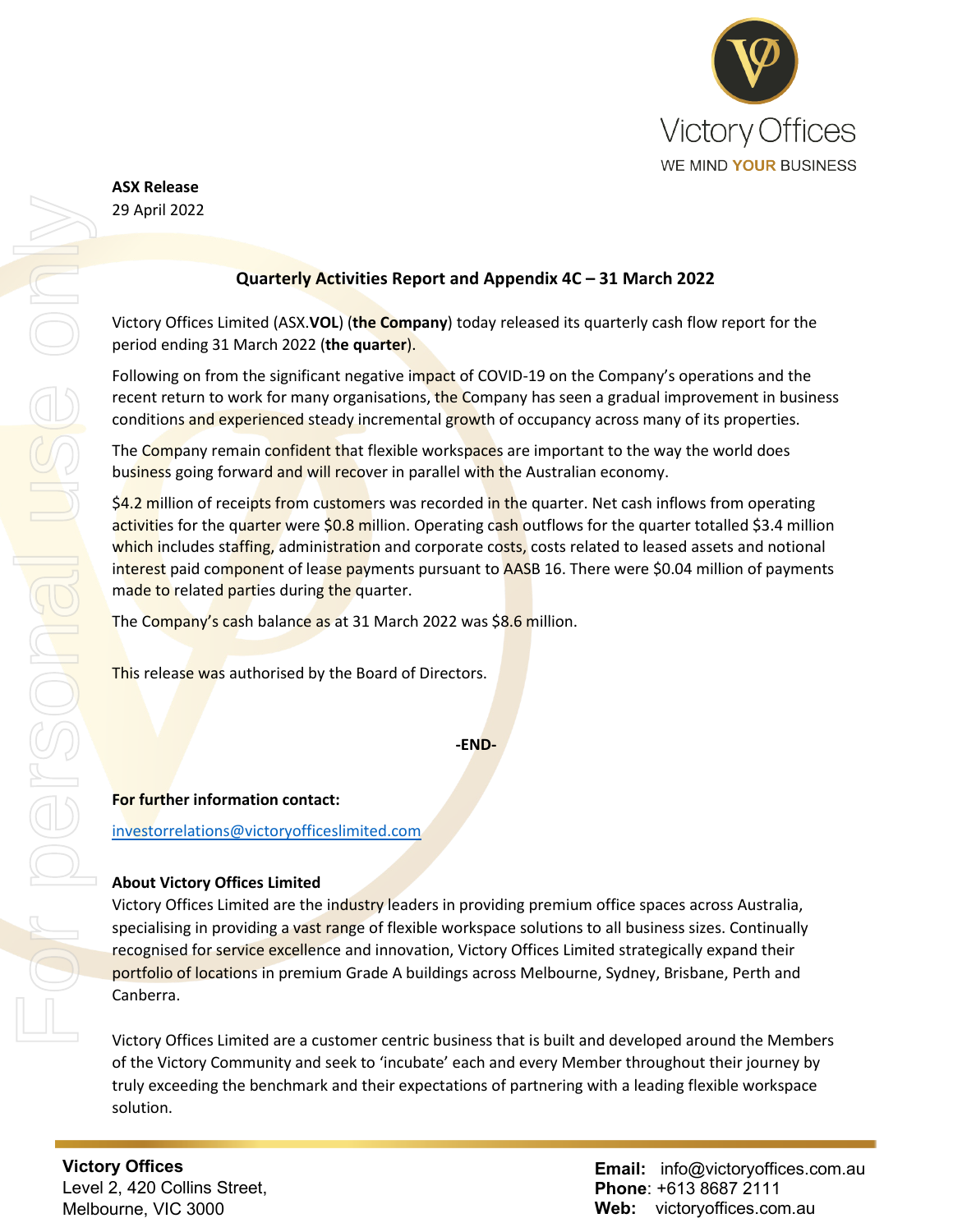**ASX Release**
29 April 2022

## Quarterly Activities Report and Appendix 4C – 31 March 2022

Victory Offices Limited (ASX.**VOL**) (**the Company**) today released its quarterly cash flow report for the period ending 31 March 2022 (**the quarter**).

Following on from the significant negative impact of COVID-19 on the Company's operations and the recent return to work for many organisations, the Company has seen a gradual improvement in business conditions and experienced steady incremental growth of occupancy across many of its properties.

The Company remain confident that flexible workspaces are important to the way the world does business going forward and will recover in parallel with the Australian economy.

$4.2 million of receipts from customers was recorded in the quarter. Net cash inflows from operating activities for the quarter were $0.8 million. Operating cash outflows for the quarter totalled $3.4 million which includes staffing, administration and corporate costs, costs related to leased assets and notional interest paid component of lease payments pursuant to AASB 16. There were $0.04 million of payments made to related parties during the quarter.

The Company's cash balance as at 31 March 2022 was $8.6 million.

This release was authorised by the Board of Directors.

**-END-**

**For further information contact:**

investorrelations@victoryofficeslimited.com

**About Victory Offices Limited**

Victory Offices Limited are the industry leaders in providing premium office spaces across Australia, specialising in providing a vast range of flexible workspace solutions to all business sizes. Continually recognised for service excellence and innovation, Victory Offices Limited strategically expand their portfolio of locations in premium Grade A buildings across Melbourne, Sydney, Brisbane, Perth and Canberra.

Victory Offices Limited are a customer centric business that is built and developed around the Members of the Victory Community and seek to 'incubate' each and every Member throughout their journey by truly exceeding the benchmark and their expectations of partnering with a leading flexible workspace solution.

**Victory Offices**
Level 2, 420 Collins Street,
Melbourne, VIC 3000

**Email:** info@victoryoffices.com.au
**Phone**: +613 8687 2111
**Web:** victoryoffices.com.au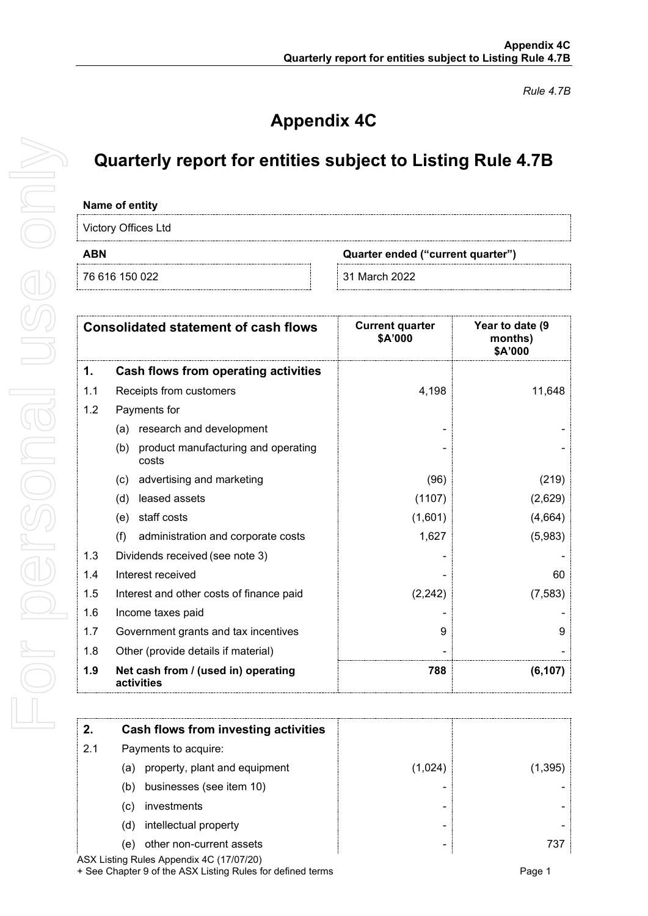*Rule 4.7B*

# Appendix 4C

# Quarterly report for entities subject to Listing Rule 4.7B

| Name of entity | |
|---|---|
| Victory Offices Ltd | |
| **ABN** | **Quarter ended ("current quarter")** |
| 76 616 150 022 | 31 March 2022 |

| | Consolidated statement of cash flows | Current quarter $A'000 | Year to date (9 months) $A'000 |
|---|---|---|---|
| **1.** | **Cash flows from operating activities** | | |
| 1.1 | Receipts from customers | 4,198 | 11,648 |
| 1.2 | Payments for | | |
| | (a) research and development | - | - |
| | (b) product manufacturing and operating costs | - | - |
| | (c) advertising and marketing | (96) | (219) |
| | (d) leased assets | (1107) | (2,629) |
| | (e) staff costs | (1,601) | (4,664) |
| | (f) administration and corporate costs | 1,627 | (5,983) |
| 1.3 | Dividends received (see note 3) | - | - |
| 1.4 | Interest received | - | 60 |
| 1.5 | Interest and other costs of finance paid | (2,242) | (7,583) |
| 1.6 | Income taxes paid | - | - |
| 1.7 | Government grants and tax incentives | 9 | 9 |
| 1.8 | Other (provide details if material) | - | - |
| **1.9** | **Net cash from / (used in) operating activities** | **788** | **(6,107)** |

| | | | |
|---|---|---|---|
| **2.** | **Cash flows from investing activities** | | |
| 2.1 | Payments to acquire: | | |
| | (a) property, plant and equipment | (1,024) | (1,395) |
| | (b) businesses (see item 10) | - | - |
| | (c) investments | - | - |
| | (d) intellectual property | - | - |
| | (e) other non-current assets | - | 737 |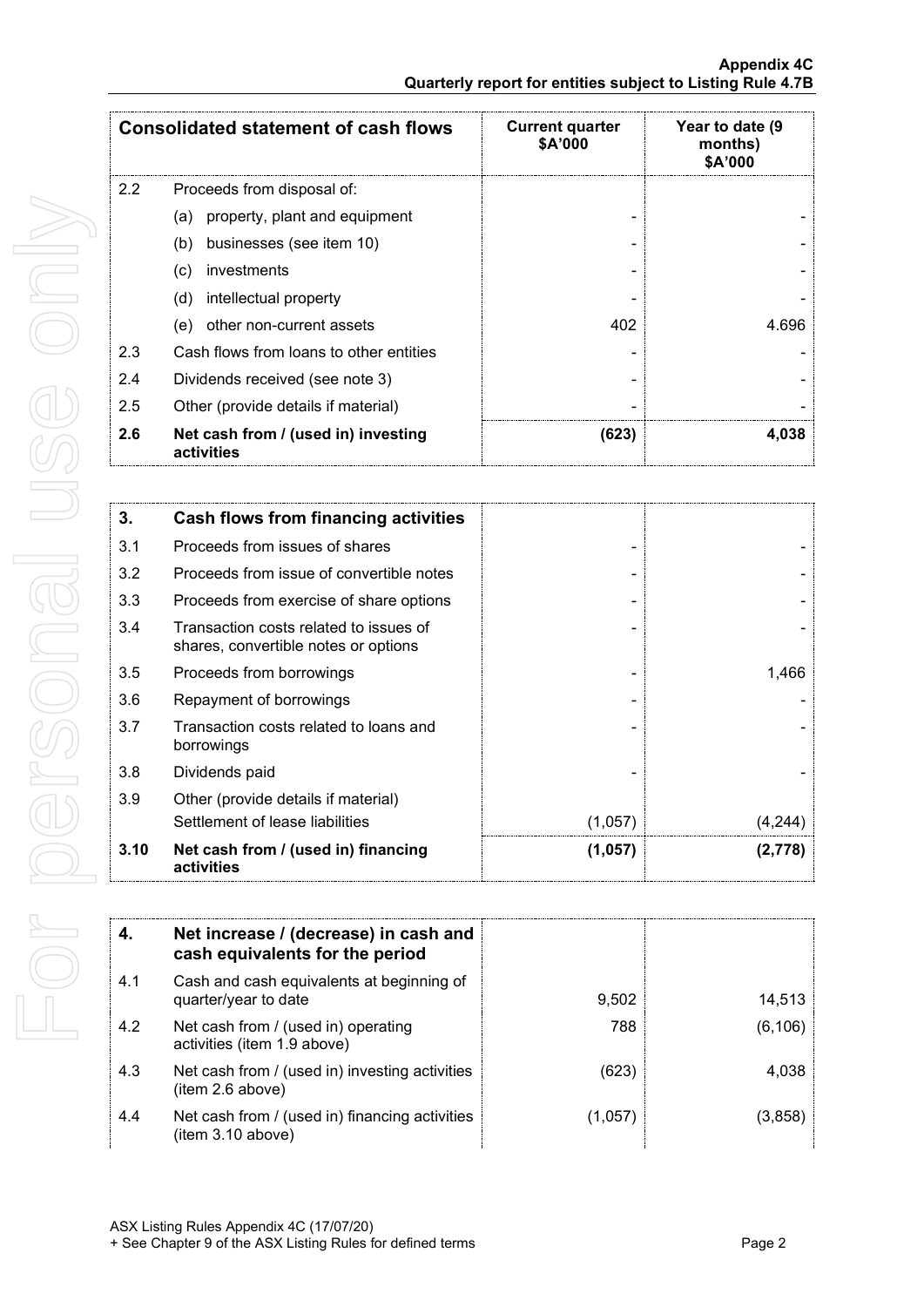| Consolidated statement of cash flows | | Current quarter $A'000 | Year to date (9 months) $A'000 |
|---|---|---|---|
| 2.2 | Proceeds from disposal of: | | |
| | (a) property, plant and equipment | - | - |
| | (b) businesses (see item 10) | - | - |
| | (c) investments | - | - |
| | (d) intellectual property | - | - |
| | (e) other non-current assets | 402 | 4.696 |
| 2.3 | Cash flows from loans to other entities | - | - |
| 2.4 | Dividends received (see note 3) | - | - |
| 2.5 | Other (provide details if material) | - | - |
| **2.6** | **Net cash from / (used in) investing activities** | **(623)** | **4,038** |

| **3.** | **Cash flows from financing activities** | | |
|---|---|---|---|
| 3.1 | Proceeds from issues of shares | - | - |
| 3.2 | Proceeds from issue of convertible notes | - | - |
| 3.3 | Proceeds from exercise of share options | - | - |
| 3.4 | Transaction costs related to issues of shares, convertible notes or options | - | - |
| 3.5 | Proceeds from borrowings | - | 1,466 |
| 3.6 | Repayment of borrowings | - | - |
| 3.7 | Transaction costs related to loans and borrowings | - | - |
| 3.8 | Dividends paid | - | - |
| 3.9 | Other (provide details if material) Settlement of lease liabilities | (1,057) | (4,244) |
| **3.10** | **Net cash from / (used in) financing activities** | **(1,057)** | **(2,778)** |

| **4.** | **Net increase / (decrease) in cash and cash equivalents for the period** | | |
|---|---|---|---|
| 4.1 | Cash and cash equivalents at beginning of quarter/year to date | 9,502 | 14,513 |
| 4.2 | Net cash from / (used in) operating activities (item 1.9 above) | 788 | (6,106) |
| 4.3 | Net cash from / (used in) investing activities (item 2.6 above) | (623) | 4,038 |
| 4.4 | Net cash from / (used in) financing activities (item 3.10 above) | (1,057) | (3,858) |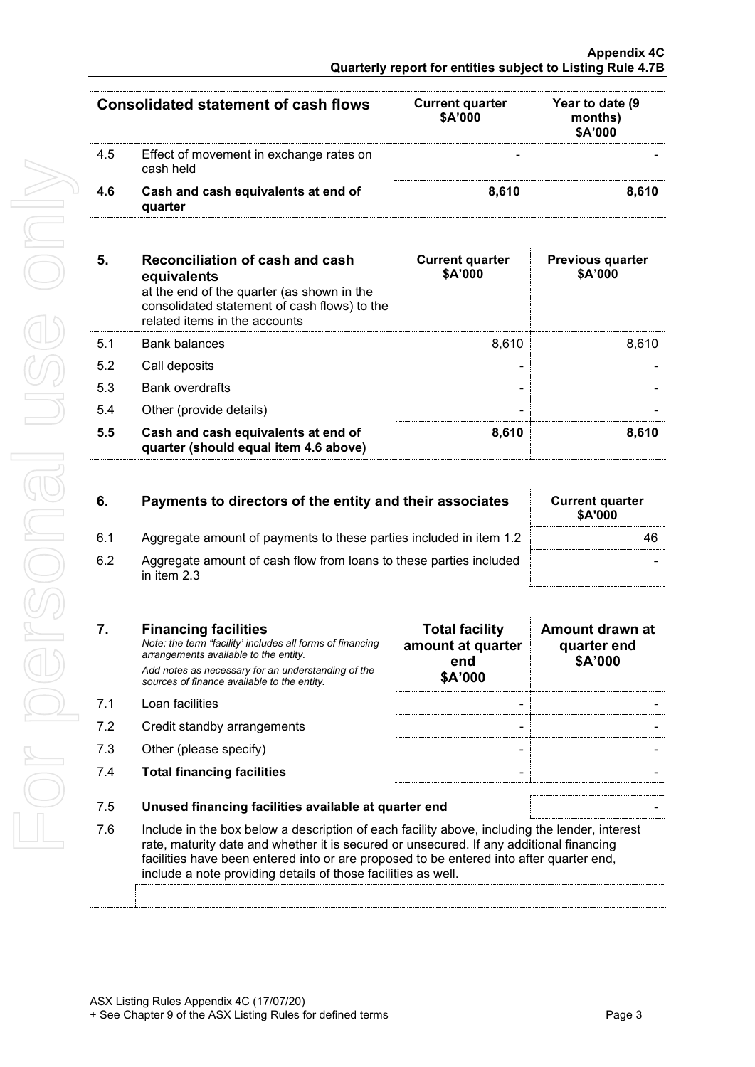| Consolidated statement of cash flows | | Current quarter $A'000 | Year to date (9 months) $A'000 |
|---|---|---|---|
| 4.5 | Effect of movement in exchange rates on cash held | - | - |
| **4.6** | **Cash and cash equivalents at end of quarter** | **8,610** | **8,610** |

| 5. | **Reconciliation of cash and cash equivalents** at the end of the quarter (as shown in the consolidated statement of cash flows) to the related items in the accounts | Current quarter $A'000 | Previous quarter $A'000 |
|---|---|---|---|
| 5.1 | Bank balances | 8,610 | 8,610 |
| 5.2 | Call deposits | - | - |
| 5.3 | Bank overdrafts | - | - |
| 5.4 | Other (provide details) | - | - |
| **5.5** | **Cash and cash equivalents at end of quarter (should equal item 4.6 above)** | **8,610** | **8,610** |

| 6. | **Payments to directors of the entity and their associates** | Current quarter $A'000 |
|---|---|---|
| 6.1 | Aggregate amount of payments to these parties included in item 1.2 | 46 |
| 6.2 | Aggregate amount of cash flow from loans to these parties included in item 2.3 | - |

| 7. | **Financing facilities** *Note: the term "facility' includes all forms of financing arrangements available to the entity.* *Add notes as necessary for an understanding of the sources of finance available to the entity.* | Total facility amount at quarter end $A'000 | Amount drawn at quarter end $A'000 |
|---|---|---|---|
| 7.1 | Loan facilities | - | - |
| 7.2 | Credit standby arrangements | - | - |
| 7.3 | Other (please specify) | - | - |
| 7.4 | **Total financing facilities** | - | - |
| 7.5 | **Unused financing facilities available at quarter end** | | - |

7.6 Include in the box below a description of each facility above, including the lender, interest rate, maturity date and whether it is secured or unsecured. If any additional financing facilities have been entered into or are proposed to be entered into after quarter end, include a note providing details of those facilities as well.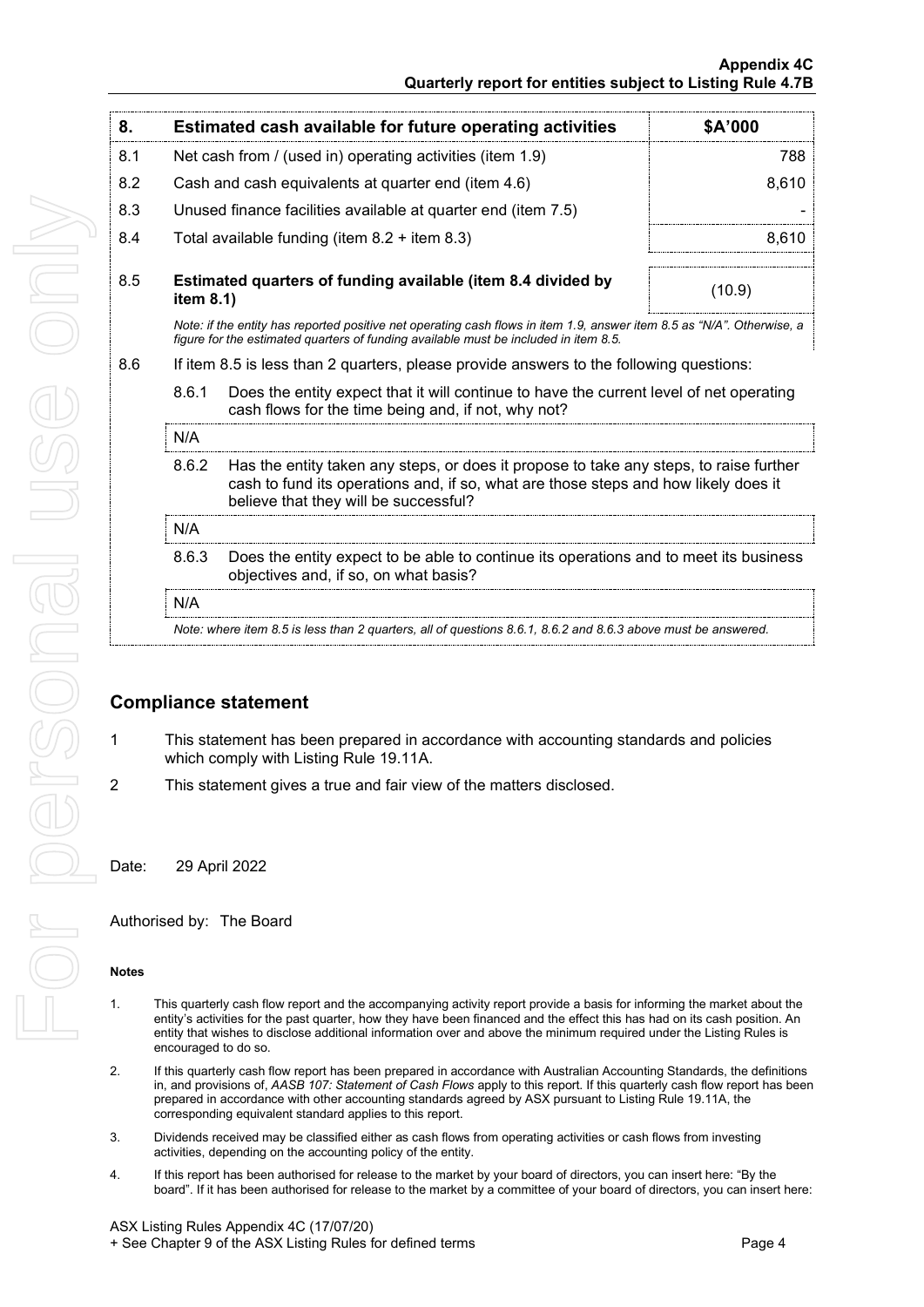| 8. | Estimated cash available for future operating activities | $A'000 |
|---|---|---|
| 8.1 | Net cash from / (used in) operating activities (item 1.9) | 788 |
| 8.2 | Cash and cash equivalents at quarter end (item 4.6) | 8,610 |
| 8.3 | Unused finance facilities available at quarter end (item 7.5) | - |
| 8.4 | Total available funding (item 8.2 + item 8.3) | 8,610 |
| 8.5 | **Estimated quarters of funding available (item 8.4 divided by item 8.1)** | (10.9) |

*Note: if the entity has reported positive net operating cash flows in item 1.9, answer item 8.5 as "N/A". Otherwise, a figure for the estimated quarters of funding available must be included in item 8.5.*

8.6 If item 8.5 is less than 2 quarters, please provide answers to the following questions:

8.6.1 Does the entity expect that it will continue to have the current level of net operating cash flows for the time being and, if not, why not?

N/A

8.6.2 Has the entity taken any steps, or does it propose to take any steps, to raise further cash to fund its operations and, if so, what are those steps and how likely does it believe that they will be successful?

N/A

8.6.3 Does the entity expect to be able to continue its operations and to meet its business objectives and, if so, on what basis?

N/A

*Note: where item 8.5 is less than 2 quarters, all of questions 8.6.1, 8.6.2 and 8.6.3 above must be answered.*

## Compliance statement

1. This statement has been prepared in accordance with accounting standards and policies which comply with Listing Rule 19.11A.
2. This statement gives a true and fair view of the matters disclosed.

Date: 29 April 2022

Authorised by: The Board

#### Notes

1. This quarterly cash flow report and the accompanying activity report provide a basis for informing the market about the entity's activities for the past quarter, how they have been financed and the effect this has had on its cash position. An entity that wishes to disclose additional information over and above the minimum required under the Listing Rules is encouraged to do so.
2. If this quarterly cash flow report has been prepared in accordance with Australian Accounting Standards, the definitions in, and provisions of, *AASB 107: Statement of Cash Flows* apply to this report. If this quarterly cash flow report has been prepared in accordance with other accounting standards agreed by ASX pursuant to Listing Rule 19.11A, the corresponding equivalent standard applies to this report.
3. Dividends received may be classified either as cash flows from operating activities or cash flows from investing activities, depending on the accounting policy of the entity.
4. If this report has been authorised for release to the market by your board of directors, you can insert here: "By the board". If it has been authorised for release to the market by a committee of your board of directors, you can insert here: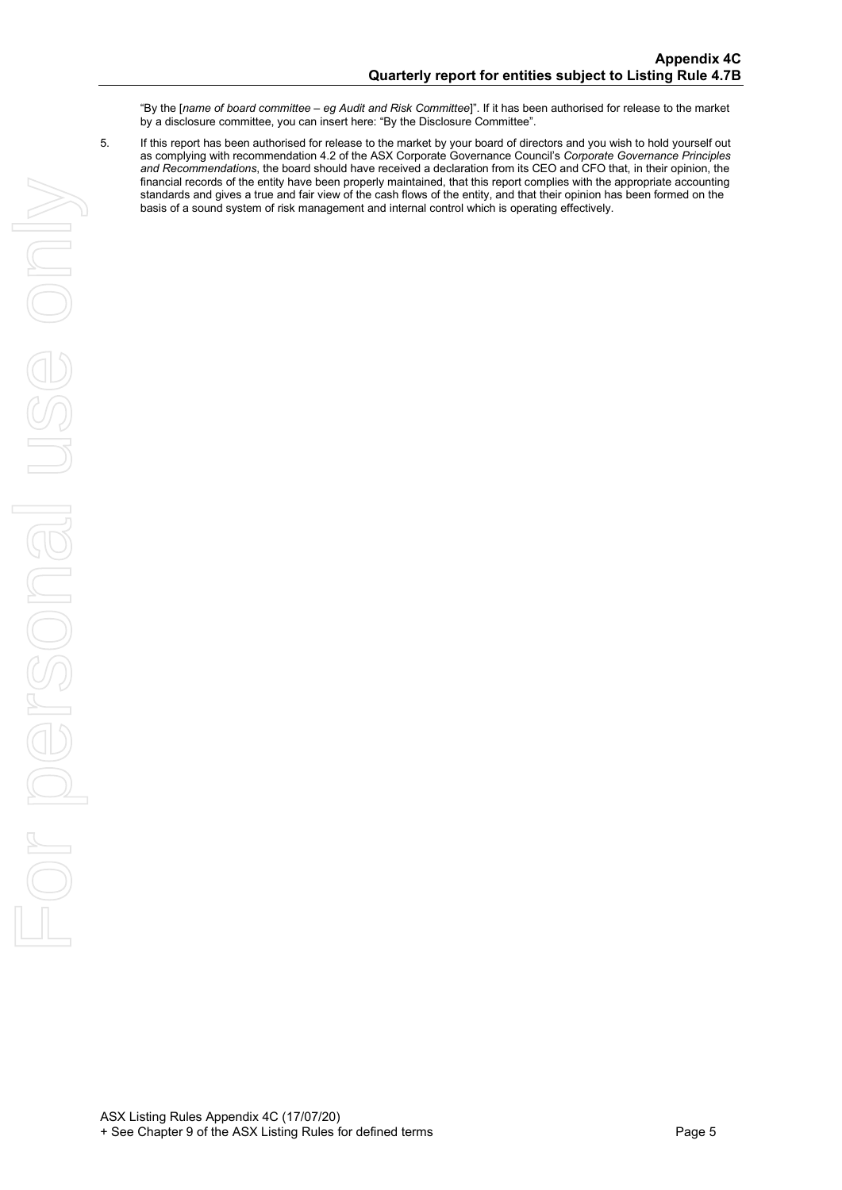"By the [*name of board committee – eg Audit and Risk Committee*]". If it has been authorised for release to the market by a disclosure committee, you can insert here: "By the Disclosure Committee".

5. If this report has been authorised for release to the market by your board of directors and you wish to hold yourself out as complying with recommendation 4.2 of the ASX Corporate Governance Council's *Corporate Governance Principles and Recommendations*, the board should have received a declaration from its CEO and CFO that, in their opinion, the financial records of the entity have been properly maintained, that this report complies with the appropriate accounting standards and gives a true and fair view of the cash flows of the entity, and that their opinion has been formed on the basis of a sound system of risk management and internal control which is operating effectively.